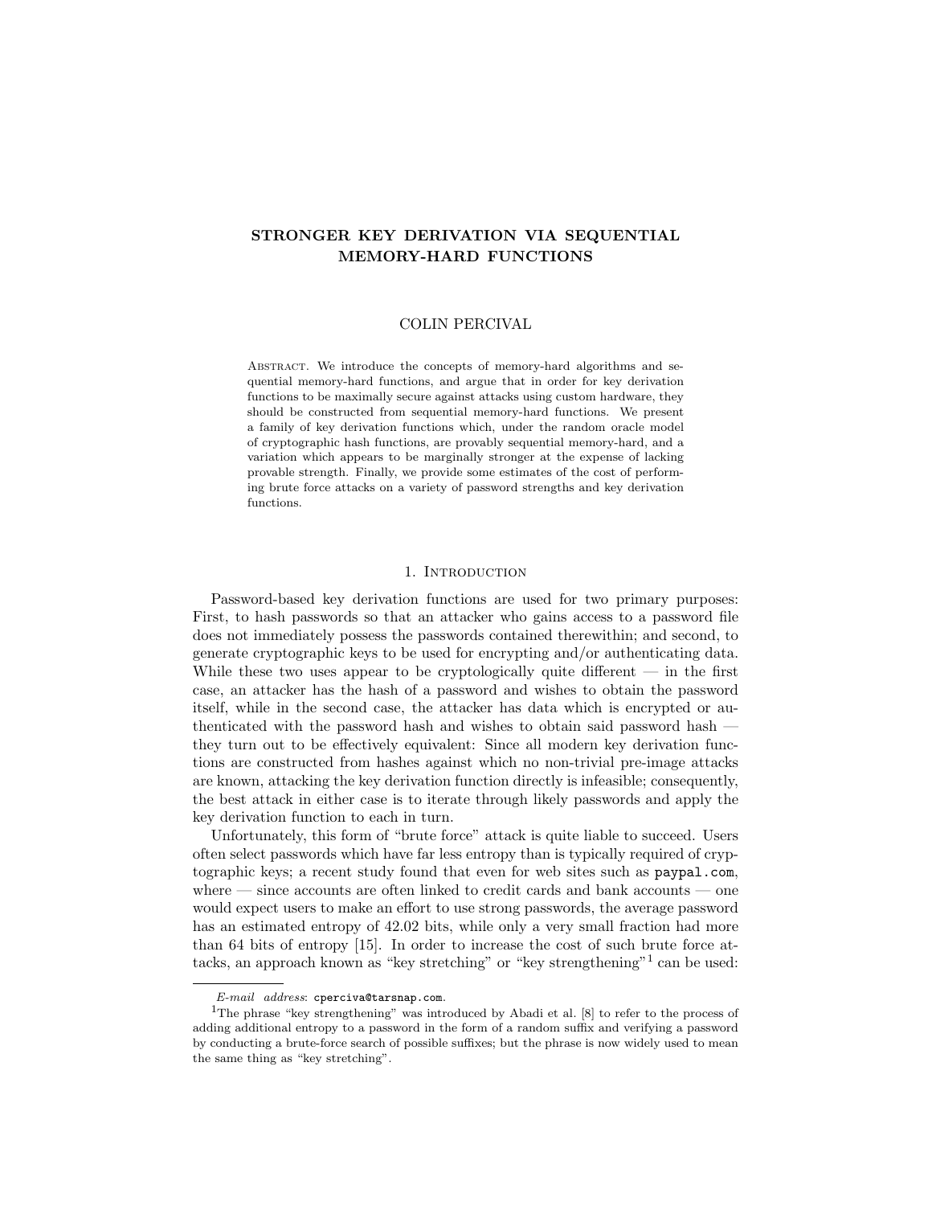# STRONGER KEY DERIVATION VIA SEQUENTIAL MEMORY-HARD FUNCTIONS

COLIN PERCIVAL

Abstract. We introduce the concepts of memory-hard algorithms and sequential memory-hard functions, and argue that in order for key derivation functions to be maximally secure against attacks using custom hardware, they should be constructed from sequential memory-hard functions. We present a family of key derivation functions which, under the random oracle model of cryptographic hash functions, are provably sequential memory-hard, and a variation which appears to be marginally stronger at the expense of lacking provable strength. Finally, we provide some estimates of the cost of performing brute force attacks on a variety of password strengths and key derivation functions.

## 1. Introduction

Password-based key derivation functions are used for two primary purposes: First, to hash passwords so that an attacker who gains access to a password file does not immediately possess the passwords contained therewithin; and second, to generate cryptographic keys to be used for encrypting and/or authenticating data. While these two uses appear to be cryptologically quite different — in the first case, an attacker has the hash of a password and wishes to obtain the password itself, while in the second case, the attacker has data which is encrypted or authenticated with the password hash and wishes to obtain said password hash — they turn out to be effectively equivalent: Since all modern key derivation functions are constructed from hashes against which no non-trivial pre-image attacks are known, attacking the key derivation function directly is infeasible; consequently, the best attack in either case is to iterate through likely passwords and apply the key derivation function to each in turn.

Unfortunately, this form of "brute force" attack is quite liable to succeed. Users often select passwords which have far less entropy than is typically required of cryptographic keys; a recent study found that even for web sites such as `paypal.com`, where — since accounts are often linked to credit cards and bank accounts — one would expect users to make an effort to use strong passwords, the average password has an estimated entropy of 42.02 bits, while only a very small fraction had more than 64 bits of entropy [15]. In order to increase the cost of such brute force attacks, an approach known as "key stretching" or "key strengthening"[1] can be used:

*E-mail address*: `cperciva@tarsnap.com`.

[1] The phrase "key strengthening" was introduced by Abadi et al. [8] to refer to the process of adding additional entropy to a password in the form of a random suffix and verifying a password by conducting a brute-force search of possible suffixes; but the phrase is now widely used to mean the same thing as "key stretching".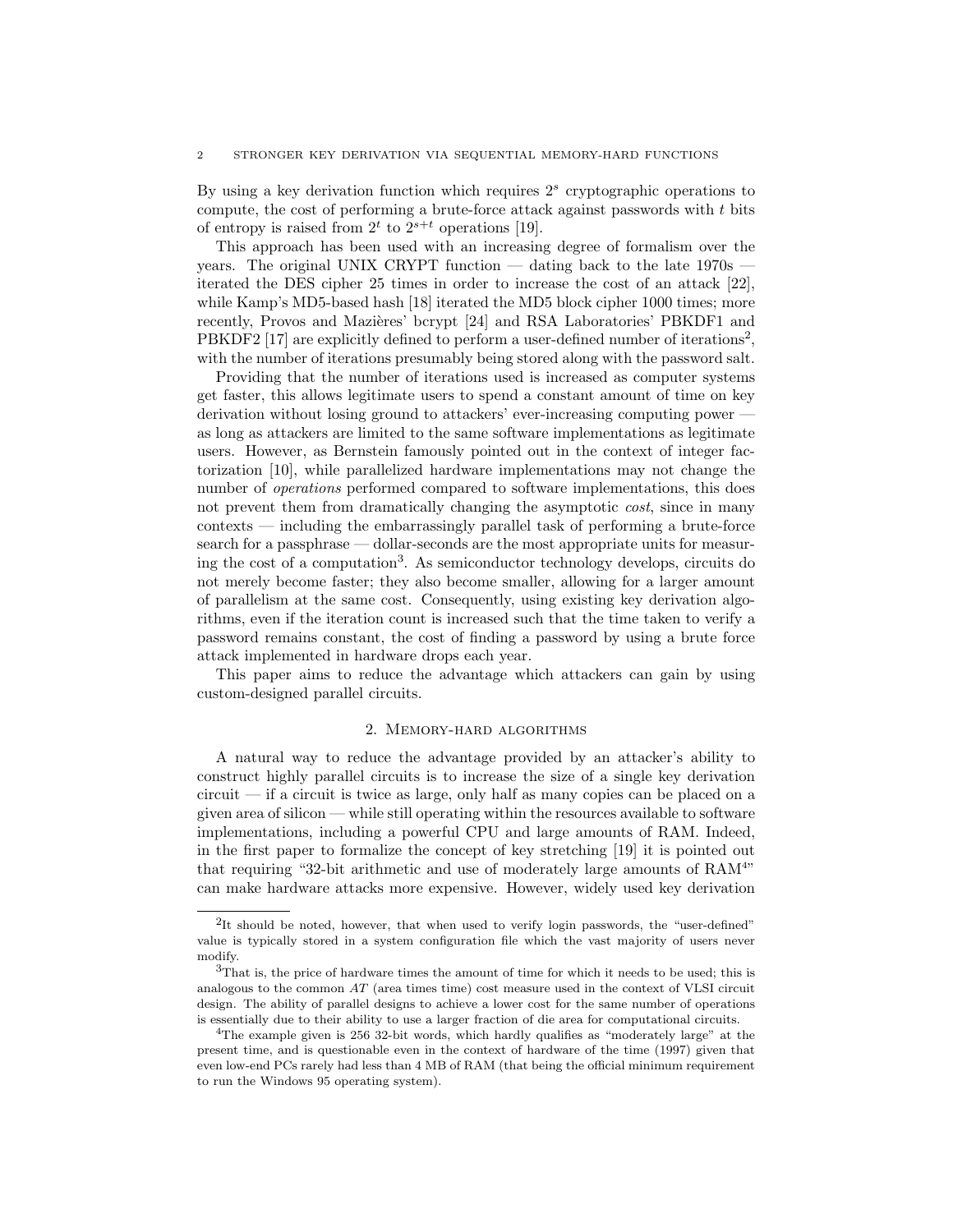By using a key derivation function which requires $2^s$ cryptographic operations to compute, the cost of performing a brute-force attack against passwords with $t$ bits of entropy is raised from $2^t$ to $2^{s+t}$ operations [19].

This approach has been used with an increasing degree of formalism over the years. The original UNIX CRYPT function — dating back to the late 1970s — iterated the DES cipher 25 times in order to increase the cost of an attack [22], while Kamp's MD5-based hash [18] iterated the MD5 block cipher 1000 times; more recently, Provos and Mazières' bcrypt [24] and RSA Laboratories' PBKDF1 and PBKDF2 [17] are explicitly defined to perform a user-defined number of iterations[2], with the number of iterations presumably being stored along with the password salt.

Providing that the number of iterations used is increased as computer systems get faster, this allows legitimate users to spend a constant amount of time on key derivation without losing ground to attackers' ever-increasing computing power — as long as attackers are limited to the same software implementations as legitimate users. However, as Bernstein famously pointed out in the context of integer factorization [10], while parallelized hardware implementations may not change the number of *operations* performed compared to software implementations, this does not prevent them from dramatically changing the asymptotic *cost*, since in many contexts — including the embarrassingly parallel task of performing a brute-force search for a passphrase — dollar-seconds are the most appropriate units for measuring the cost of a computation[3]. As semiconductor technology develops, circuits do not merely become faster; they also become smaller, allowing for a larger amount of parallelism at the same cost. Consequently, using existing key derivation algorithms, even if the iteration count is increased such that the time taken to verify a password remains constant, the cost of finding a password by using a brute force attack implemented in hardware drops each year.

This paper aims to reduce the advantage which attackers can gain by using custom-designed parallel circuits.

## 2. Memory-hard algorithms

A natural way to reduce the advantage provided by an attacker's ability to construct highly parallel circuits is to increase the size of a single key derivation circuit — if a circuit is twice as large, only half as many copies can be placed on a given area of silicon — while still operating within the resources available to software implementations, including a powerful CPU and large amounts of RAM. Indeed, in the first paper to formalize the concept of key stretching [19] it is pointed out that requiring "32-bit arithmetic and use of moderately large amounts of RAM[4]" can make hardware attacks more expensive. However, widely used key derivation

---

[2] It should be noted, however, that when used to verify login passwords, the "user-defined" value is typically stored in a system configuration file which the vast majority of users never modify.

[3] That is, the price of hardware times the amount of time for which it needs to be used; this is analogous to the common $AT$ (area times time) cost measure used in the context of VLSI circuit design. The ability of parallel designs to achieve a lower cost for the same number of operations is essentially due to their ability to use a larger fraction of die area for computational circuits.

[4] The example given is 256 32-bit words, which hardly qualifies as "moderately large" at the present time, and is questionable even in the context of hardware of the time (1997) given that even low-end PCs rarely had less than 4 MB of RAM (that being the official minimum requirement to run the Windows 95 operating system).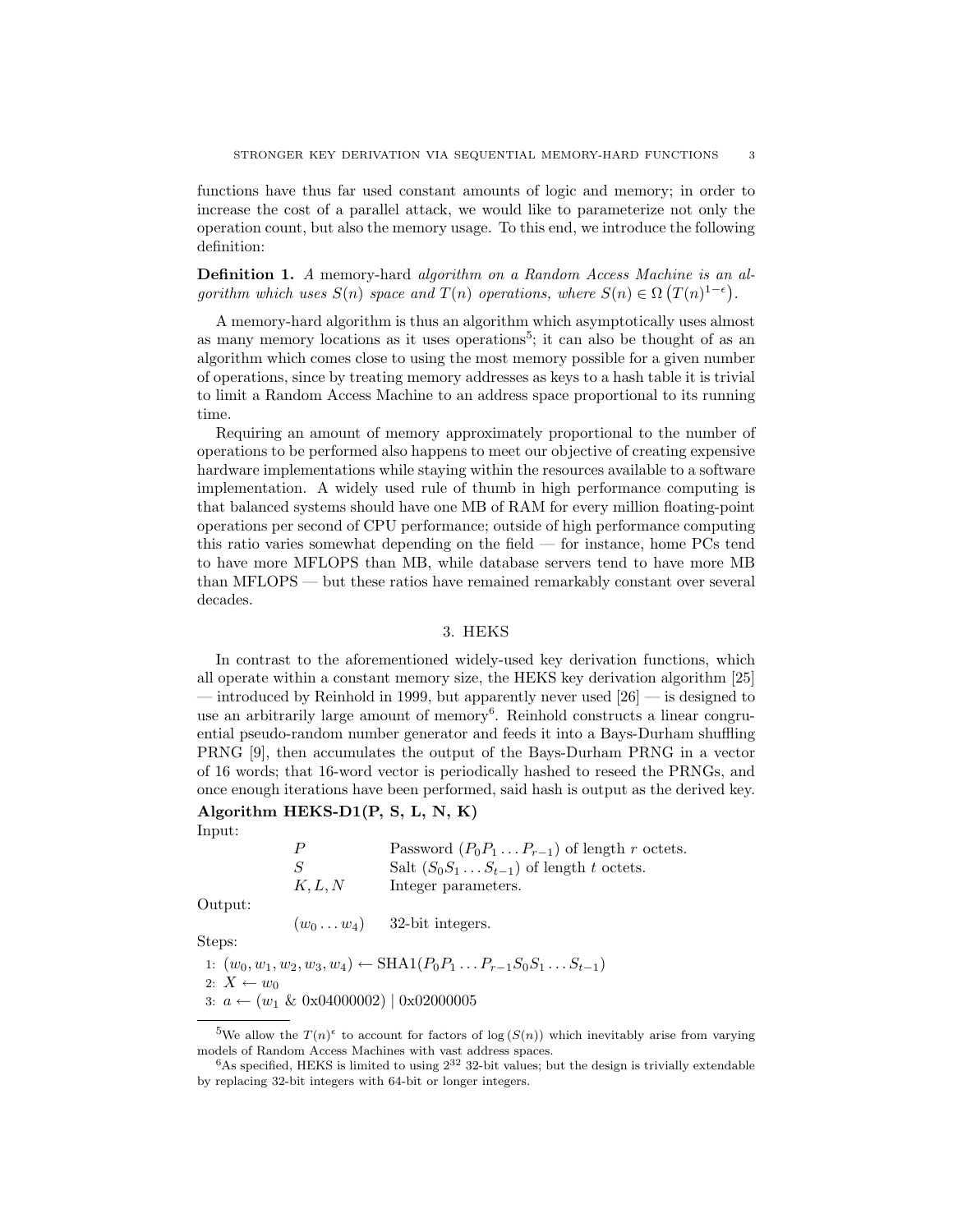functions have thus far used constant amounts of logic and memory; in order to increase the cost of a parallel attack, we would like to parameterize not only the operation count, but also the memory usage. To this end, we introduce the following definition:

**Definition 1.** *A* memory-hard *algorithm on a Random Access Machine is an algorithm which uses $S(n)$ space and $T(n)$ operations, where $S(n) \in \Omega\left(T(n)^{1-\epsilon}\right)$.*

A memory-hard algorithm is thus an algorithm which asymptotically uses almost as many memory locations as it uses operations[5]; it can also be thought of as an algorithm which comes close to using the most memory possible for a given number of operations, since by treating memory addresses as keys to a hash table it is trivial to limit a Random Access Machine to an address space proportional to its running time.

Requiring an amount of memory approximately proportional to the number of operations to be performed also happens to meet our objective of creating expensive hardware implementations while staying within the resources available to a software implementation. A widely used rule of thumb in high performance computing is that balanced systems should have one MB of RAM for every million floating-point operations per second of CPU performance; outside of high performance computing this ratio varies somewhat depending on the field — for instance, home PCs tend to have more MFLOPS than MB, while database servers tend to have more MB than MFLOPS — but these ratios have remained remarkably constant over several decades.

## 3. HEKS

In contrast to the aforementioned widely-used key derivation functions, which all operate within a constant memory size, the HEKS key derivation algorithm [25] — introduced by Reinhold in 1999, but apparently never used [26] — is designed to use an arbitrarily large amount of memory[6]. Reinhold constructs a linear congruential pseudo-random number generator and feeds it into a Bays-Durham shuffling PRNG [9], then accumulates the output of the Bays-Durham PRNG in a vector of 16 words; that 16-word vector is periodically hashed to reseed the PRNGs, and once enough iterations have been performed, said hash is output as the derived key.

**Algorithm HEKS-D1(P, S, L, N, K)**

Input:

| | |
|---|---|
| $P$ | Password $(P_0 P_1 \ldots P_{r-1})$ of length $r$ octets. |
| $S$ | Salt $(S_0 S_1 \ldots S_{t-1})$ of length $t$ octets. |
| $K, L, N$ | Integer parameters. |

Output:

| | |
|---|---|
| $(w_0 \ldots w_4)$ | 32-bit integers. |

Steps:

1: $(w_0, w_1, w_2, w_3, w_4) \leftarrow \mathrm{SHA1}(P_0 P_1 \ldots P_{r-1} S_0 S_1 \ldots S_{t-1})$
2: $X \leftarrow w_0$
3: $a \leftarrow (w_1 \ \& \ \mathrm{0x04000002}) \mid \mathrm{0x02000005}$

[5] We allow the $T(n)^\epsilon$ to account for factors of $\log(S(n))$ which inevitably arise from varying models of Random Access Machines with vast address spaces.

[6] As specified, HEKS is limited to using $2^{32}$ 32-bit values; but the design is trivially extendable by replacing 32-bit integers with 64-bit or longer integers.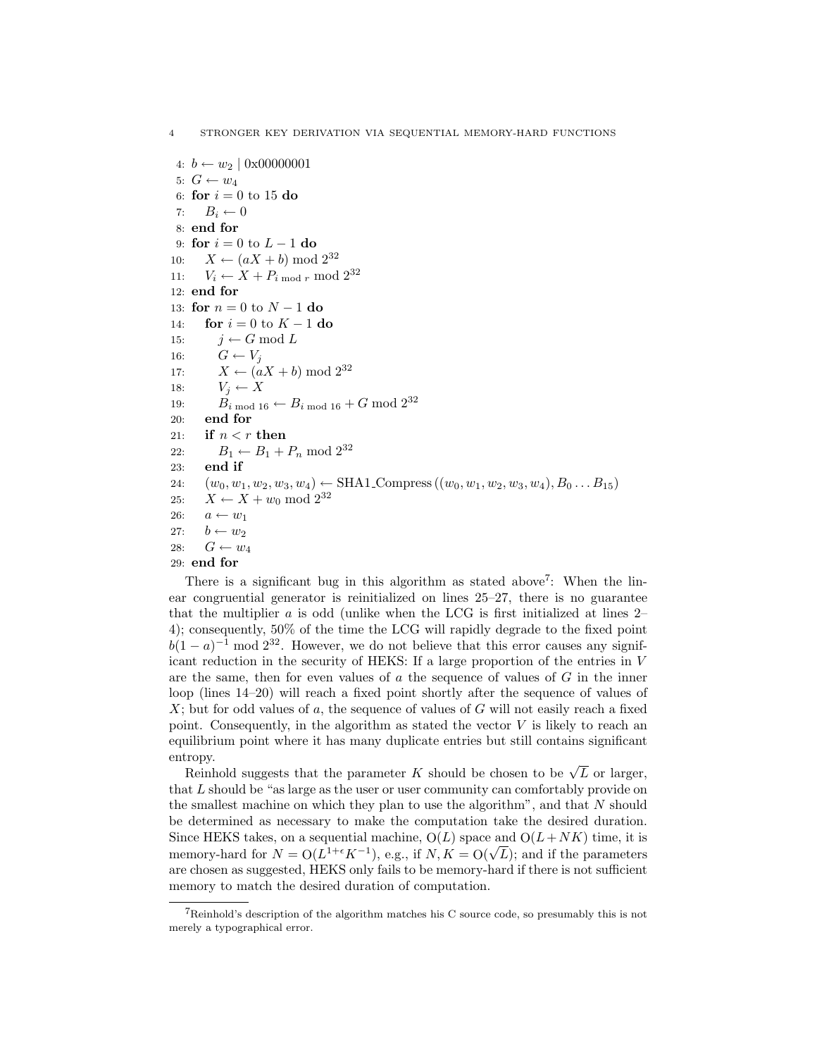```
 4: b ← w_2 | 0x00000001
 5: G ← w_4
 6: for i = 0 to 15 do
 7:     B_i ← 0
 8: end for
 9: for i = 0 to L − 1 do
10:     X ← (aX + b) mod 2^32
11:     V_i ← X + P_{i mod r} mod 2^32
12: end for
13: for n = 0 to N − 1 do
14:     for i = 0 to K − 1 do
15:         j ← G mod L
16:         G ← V_j
17:         X ← (aX + b) mod 2^32
18:         V_j ← X
19:         B_{i mod 16} ← B_{i mod 16} + G mod 2^32
20:     end for
21:     if n < r then
22:         B_1 ← B_1 + P_n mod 2^32
23:     end if
24:     (w_0, w_1, w_2, w_3, w_4) ← SHA1_Compress((w_0, w_1, w_2, w_3, w_4), B_0 ... B_15)
25:     X ← X + w_0 mod 2^32
26:     a ← w_1
27:     b ← w_2
28:     G ← w_4
29: end for
```

There is a significant bug in this algorithm as stated above[7]: When the linear congruential generator is reinitialized on lines 25–27, there is no guarantee that the multiplier $a$ is odd (unlike when the LCG is first initialized at lines 2–4); consequently, 50% of the time the LCG will rapidly degrade to the fixed point $b(1-a)^{-1} \bmod 2^{32}$. However, we do not believe that this error causes any significant reduction in the security of HEKS: If a large proportion of the entries in $V$ are the same, then for even values of $a$ the sequence of values of $G$ in the inner loop (lines 14–20) will reach a fixed point shortly after the sequence of values of $X$; but for odd values of $a$, the sequence of values of $G$ will not easily reach a fixed point. Consequently, in the algorithm as stated the vector $V$ is likely to reach an equilibrium point where it has many duplicate entries but still contains significant entropy.

Reinhold suggests that the parameter $K$ should be chosen to be $\sqrt{L}$ or larger, that $L$ should be "as large as the user or user community can comfortably provide on the smallest machine on which they plan to use the algorithm", and that $N$ should be determined as necessary to make the computation take the desired duration. Since HEKS takes, on a sequential machine, $O(L)$ space and $O(L + NK)$ time, it is memory-hard for $N = O(L^{1+\epsilon}K^{-1})$, e.g., if $N, K = O(\sqrt{L})$; and if the parameters are chosen as suggested, HEKS only fails to be memory-hard if there is not sufficient memory to match the desired duration of computation.

[7] Reinhold's description of the algorithm matches his C source code, so presumably this is not merely a typographical error.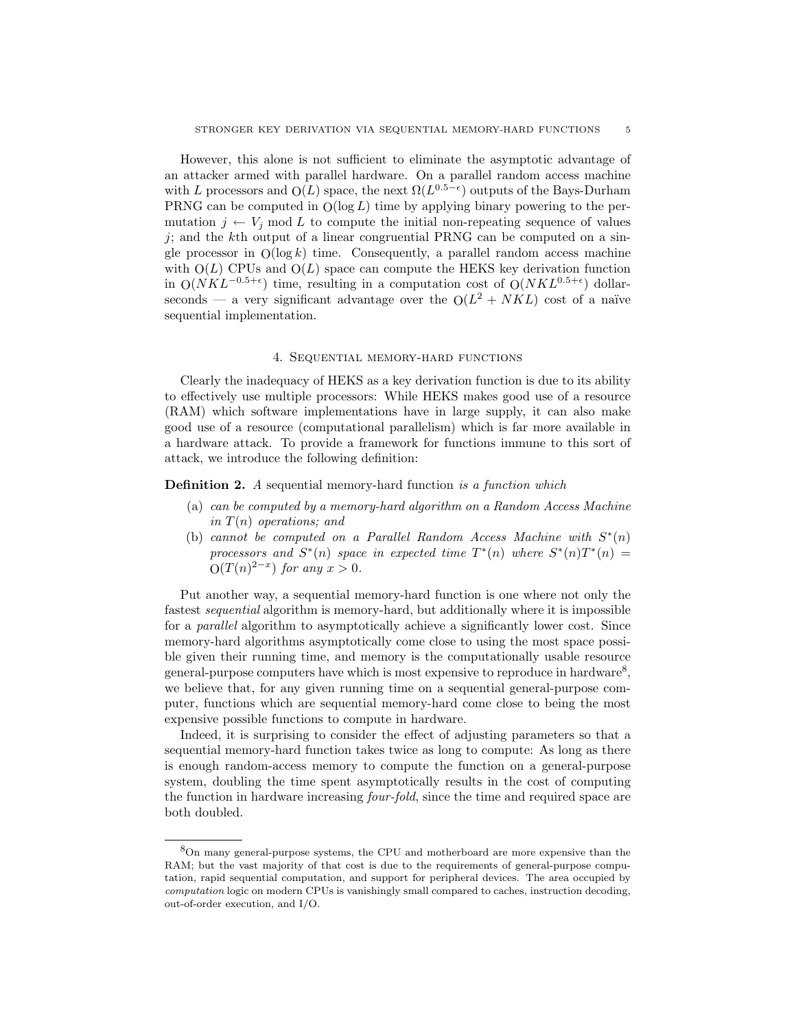However, this alone is not sufficient to eliminate the asymptotic advantage of an attacker armed with parallel hardware. On a parallel random access machine with $L$ processors and $O(L)$ space, the next $\Omega(L^{0.5-\epsilon})$ outputs of the Bays-Durham PRNG can be computed in $O(\log L)$ time by applying binary powering to the permutation $j \leftarrow V_j \bmod L$ to compute the initial non-repeating sequence of values $j$; and the $k$th output of a linear congruential PRNG can be computed on a single processor in $O(\log k)$ time. Consequently, a parallel random access machine with $O(L)$ CPUs and $O(L)$ space can compute the HEKS key derivation function in $O(NKL^{-0.5+\epsilon})$ time, resulting in a computation cost of $O(NKL^{0.5+\epsilon})$ dollar-seconds — a very significant advantage over the $O(L^2 + NKL)$ cost of a naïve sequential implementation.

## 4. Sequential memory-hard functions

Clearly the inadequacy of HEKS as a key derivation function is due to its ability to effectively use multiple processors: While HEKS makes good use of a resource (RAM) which software implementations have in large supply, it can also make good use of a resource (computational parallelism) which is far more available in a hardware attack. To provide a framework for functions immune to this sort of attack, we introduce the following definition:

**Definition 2.** *A* sequential memory-hard function *is a function which*

(a) *can be computed by a memory-hard algorithm on a Random Access Machine in $T(n)$ operations; and*

(b) *cannot be computed on a Parallel Random Access Machine with $S^*(n)$ processors and $S^*(n)$ space in expected time $T^*(n)$ where $S^*(n)T^*(n) = O(T(n)^{2-x})$ for any $x > 0$.*

Put another way, a sequential memory-hard function is one where not only the fastest *sequential* algorithm is memory-hard, but additionally where it is impossible for a *parallel* algorithm to asymptotically achieve a significantly lower cost. Since memory-hard algorithms asymptotically come close to using the most space possible given their running time, and memory is the computationally usable resource general-purpose computers have which is most expensive to reproduce in hardware[8], we believe that, for any given running time on a sequential general-purpose computer, functions which are sequential memory-hard come close to being the most expensive possible functions to compute in hardware.

Indeed, it is surprising to consider the effect of adjusting parameters so that a sequential memory-hard function takes twice as long to compute: As long as there is enough random-access memory to compute the function on a general-purpose system, doubling the time spent asymptotically results in the cost of computing the function in hardware increasing *four-fold*, since the time and required space are both doubled.

[8] On many general-purpose systems, the CPU and motherboard are more expensive than the RAM; but the vast majority of that cost is due to the requirements of general-purpose computation, rapid sequential computation, and support for peripheral devices. The area occupied by *computation* logic on modern CPUs is vanishingly small compared to caches, instruction decoding, out-of-order execution, and I/O.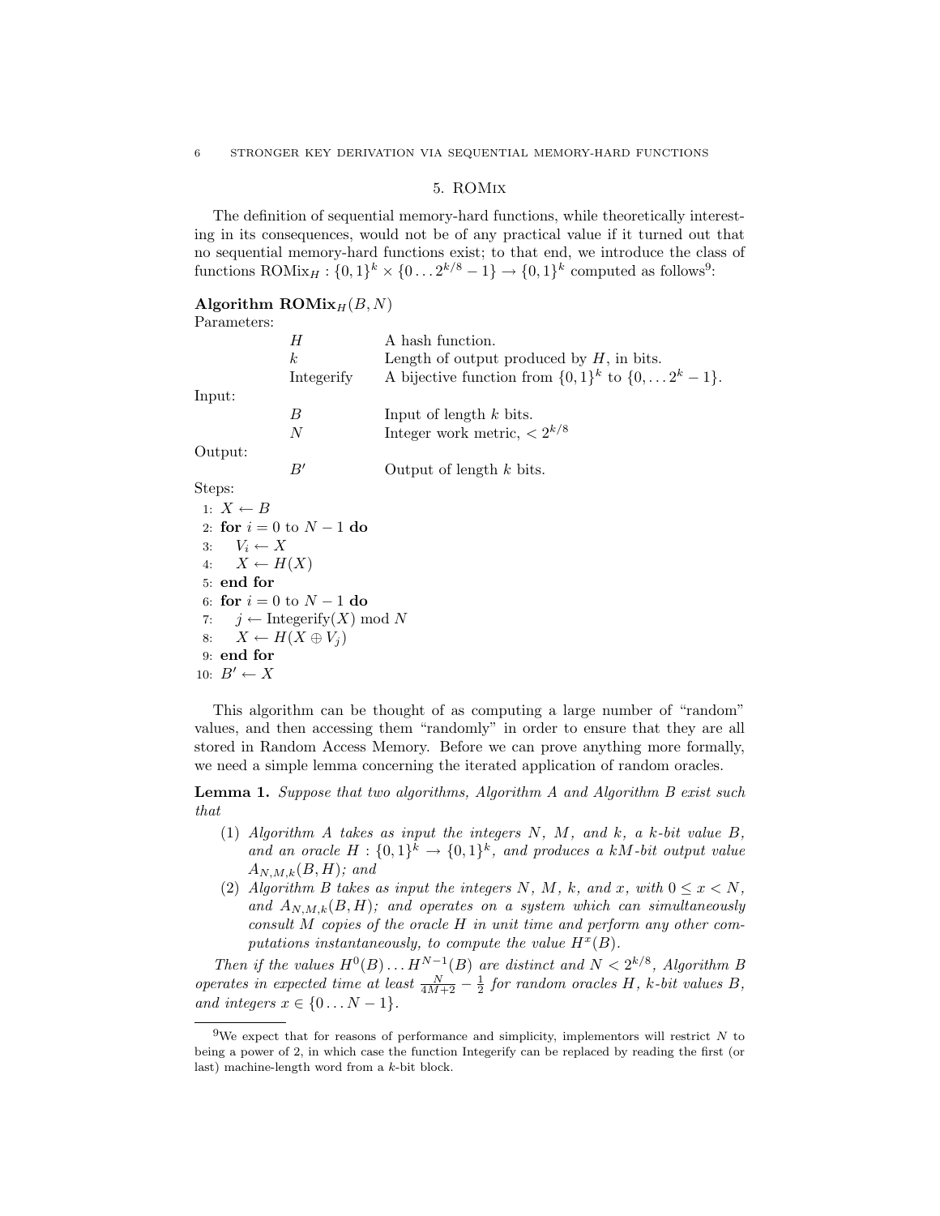## 5. ROMix

The definition of sequential memory-hard functions, while theoretically interesting in its consequences, would not be of any practical value if it turned out that no sequential memory-hard functions exist; to that end, we introduce the class of functions $\mathrm{ROMix}_H : \{0,1\}^k \times \{0 \ldots 2^{k/8} - 1\} \to \{0,1\}^k$ computed as follows[9]:

**Algorithm** $\mathbf{ROMix}_H(B, N)$

Parameters:

| | |
|---|---|
| $H$ | A hash function. |
| $k$ | Length of output produced by $H$, in bits. |
| Integerify | A bijective function from $\{0,1\}^k$ to $\{0, \ldots 2^k - 1\}$. |

Input:

| | |
|---|---|
| $B$ | Input of length $k$ bits. |
| $N$ | Integer work metric, $< 2^{k/8}$ |

Output:

| | |
|---|---|
| $B'$ | Output of length $k$ bits. |

Steps:

```
1: X ← B
2: for i = 0 to N − 1 do
3:    V_i ← X
4:    X ← H(X)
5: end for
6: for i = 0 to N − 1 do
7:    j ← Integerify(X) mod N
8:    X ← H(X ⊕ V_j)
9: end for
10: B' ← X
```

This algorithm can be thought of as computing a large number of "random" values, and then accessing them "randomly" in order to ensure that they are all stored in Random Access Memory. Before we can prove anything more formally, we need a simple lemma concerning the iterated application of random oracles.

**Lemma 1.** *Suppose that two algorithms, Algorithm A and Algorithm B exist such that*

1. *Algorithm A takes as input the integers $N$, $M$, and $k$, a $k$-bit value $B$, and an oracle $H : \{0,1\}^k \to \{0,1\}^k$, and produces a $kM$-bit output value $A_{N,M,k}(B, H)$; and*
2. *Algorithm B takes as input the integers $N$, $M$, $k$, and $x$, with $0 \leq x < N$, and $A_{N,M,k}(B, H)$; and operates on a system which can simultaneously consult $M$ copies of the oracle $H$ in unit time and perform any other computations instantaneously, to compute the value $H^x(B)$.*

*Then if the values $H^0(B) \ldots H^{N-1}(B)$ are distinct and $N < 2^{k/8}$, Algorithm B operates in expected time at least $\frac{N}{4M+2} - \frac{1}{2}$ for random oracles $H$, $k$-bit values $B$, and integers $x \in \{0 \ldots N-1\}$.*

---

[9] We expect that for reasons of performance and simplicity, implementors will restrict $N$ to being a power of 2, in which case the function Integerify can be replaced by reading the first (or last) machine-length word from a $k$-bit block.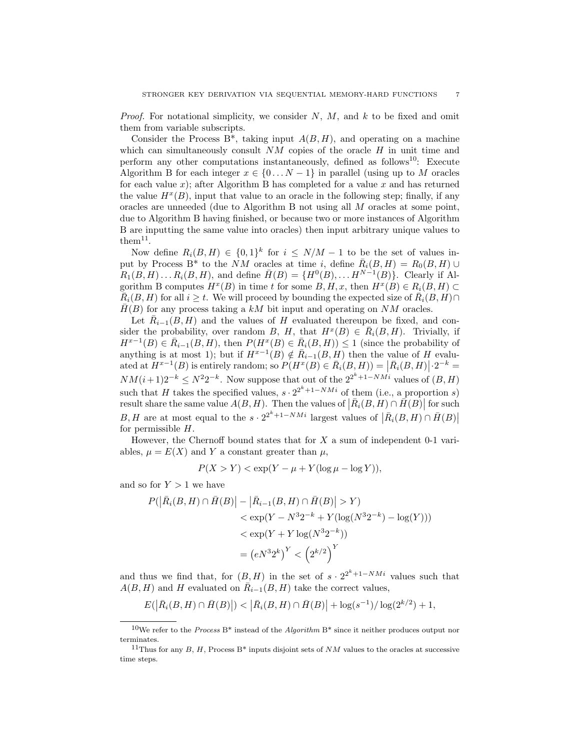*Proof.* For notational simplicity, we consider $N$, $M$, and $k$ to be fixed and omit them from variable subscripts.

Consider the Process B*, taking input $A(B,H)$, and operating on a machine which can simultaneously consult $NM$ copies of the oracle $H$ in unit time and perform any other computations instantaneously, defined as follows[10]: Execute Algorithm B for each integer $x \in \{0 \dots N-1\}$ in parallel (using up to $M$ oracles for each value $x$); after Algorithm B has completed for a value $x$ and has returned the value $H^x(B)$, input that value to an oracle in the following step; finally, if any oracles are unneeded (due to Algorithm B not using all $M$ oracles at some point, due to Algorithm B having finished, or because two or more instances of Algorithm B are inputting the same value into oracles) then input arbitrary unique values to them[11].

Now define $R_i(B,H) \in \{0,1\}^k$ for $i \leq N/M - 1$ to be the set of values input by Process B* to the $NM$ oracles at time $i$, define $\bar{R}_i(B,H) = R_0(B,H) \cup R_1(B,H) \dots R_i(B,H)$, and define $\bar{H}(B) = \{H^0(B), \dots H^{N-1}(B)\}$. Clearly if Algorithm B computes $H^x(B)$ in time $t$ for some $B, H, x$, then $H^x(B) \in R_i(B,H) \subset \bar{R}_i(B,H)$ for all $i \geq t$. We will proceed by bounding the expected size of $\bar{R}_i(B,H) \cap \bar{H}(B)$ for any process taking a $kM$ bit input and operating on $NM$ oracles.

Let $\bar{R}_{i-1}(B,H)$ and the values of $H$ evaluated thereupon be fixed, and consider the probability, over random $B$, $H$, that $H^x(B) \in \bar{R}_i(B,H)$. Trivially, if $H^{x-1}(B) \in \bar{R}_{i-1}(B,H)$, then $P(H^x(B) \in \bar{R}_i(B,H)) \leq 1$ (since the probability of anything is at most 1); but if $H^{x-1}(B) \notin \bar{R}_{i-1}(B,H)$ then the value of $H$ evaluated at $H^{x-1}(B)$ is entirely random; so $P(H^x(B) \in \bar{R}_i(B,H)) = \left|\bar{R}_i(B,H)\right| \cdot 2^{-k} = NM(i+1)2^{-k} \leq N^2 2^{-k}$. Now suppose that out of the $2^{2^k+1-NMi}$ values of $(B,H)$ such that $H$ takes the specified values, $s \cdot 2^{2^k+1-NMi}$ of them (i.e., a proportion $s$) result share the same value $A(B,H)$. Then the values of $\left|\bar{R}_i(B,H) \cap \bar{H}(B)\right|$ for such $B, H$ are at most equal to the $s \cdot 2^{2^k+1-NMi}$ largest values of $\left|\bar{R}_i(B,H) \cap \bar{H}(B)\right|$ for permissible $H$.

However, the Chernoff bound states that for $X$ a sum of independent 0-1 variables, $\mu = E(X)$ and $Y$ a constant greater than $\mu$,

$$P(X > Y) < \exp(Y - \mu + Y(\log \mu - \log Y)),$$

and so for $Y > 1$ we have

$$\begin{aligned}
P(\left|\bar{R}_i(B,H) \cap \bar{H}(B)\right| &- \left|\bar{R}_{i-1}(B,H) \cap \bar{H}(B)\right| > Y) \\
&< \exp(Y - N^3 2^{-k} + Y(\log(N^3 2^{-k}) - \log(Y))) \\
&< \exp(Y + Y \log(N^3 2^{-k})) \\
&= \left(eN^3 2^k\right)^Y < \left(2^{k/2}\right)^Y
\end{aligned}$$

and thus we find that, for $(B,H)$ in the set of $s \cdot 2^{2^k+1-NMi}$ values such that $A(B,H)$ and $H$ evaluated on $\bar{R}_{i-1}(B,H)$ take the correct values,

$$E(\left|\bar{R}_i(B,H) \cap \bar{H}(B)\right|) < \left|\bar{R}_i(B,H) \cap \bar{H}(B)\right| + \log(s^{-1})/\log(2^{k/2}) + 1,$$

[10] We refer to the *Process* B* instead of the *Algorithm* B* since it neither produces output nor terminates.

[11] Thus for any $B$, $H$, Process B* inputs disjoint sets of $NM$ values to the oracles at successive time steps.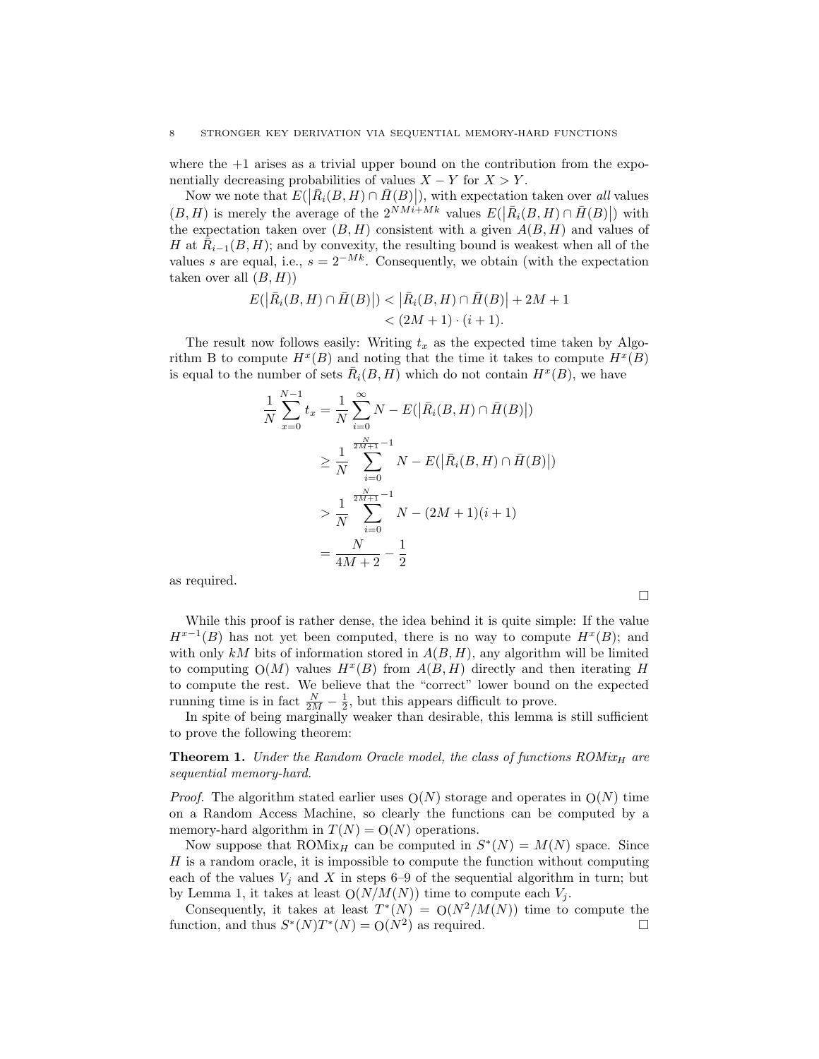where the +1 arises as a trivial upper bound on the contribution from the exponentially decreasing probabilities of values $X - Y$ for $X > Y$.

Now we note that $E(|\bar{R}_i(B,H) \cap \bar{H}(B)|)$, with expectation taken over *all* values $(B, H)$ is merely the average of the $2^{NMi+Mk}$ values $E(|\bar{R}_i(B,H) \cap \bar{H}(B)|)$ with the expectation taken over $(B, H)$ consistent with a given $A(B, H)$ and values of $H$ at $\bar{R}_{i-1}(B,H)$; and by convexity, the resulting bound is weakest when all of the values $s$ are equal, i.e., $s = 2^{-Mk}$. Consequently, we obtain (with the expectation taken over all $(B, H)$)

$$
\begin{aligned}
E(|\bar{R}_i(B,H) \cap \bar{H}(B)|) &< |\bar{R}_i(B,H) \cap \bar{H}(B)| + 2M + 1 \\
&< (2M+1) \cdot (i+1).
\end{aligned}
$$

The result now follows easily: Writing $t_x$ as the expected time taken by Algorithm B to compute $H^x(B)$ and noting that the time it takes to compute $H^x(B)$ is equal to the number of sets $\bar{R}_i(B,H)$ which do not contain $H^x(B)$, we have

$$
\begin{aligned}
\frac{1}{N}\sum_{x=0}^{N-1} t_x &= \frac{1}{N}\sum_{i=0}^{\infty} N - E(|\bar{R}_i(B,H) \cap \bar{H}(B)|) \\
&\geq \frac{1}{N}\sum_{i=0}^{\frac{N}{2M+1}-1} N - E(|\bar{R}_i(B,H) \cap \bar{H}(B)|) \\
&> \frac{1}{N}\sum_{i=0}^{\frac{N}{2M+1}-1} N - (2M+1)(i+1) \\
&= \frac{N}{4M+2} - \frac{1}{2}
\end{aligned}
$$

as required.

□

While this proof is rather dense, the idea behind it is quite simple: If the value $H^{x-1}(B)$ has not yet been computed, there is no way to compute $H^x(B)$; and with only $kM$ bits of information stored in $A(B, H)$, any algorithm will be limited to computing $O(M)$ values $H^x(B)$ from $A(B, H)$ directly and then iterating $H$ to compute the rest. We believe that the "correct" lower bound on the expected running time is in fact $\frac{N}{2M} - \frac{1}{2}$, but this appears difficult to prove.

In spite of being marginally weaker than desirable, this lemma is still sufficient to prove the following theorem:

**Theorem 1.** *Under the Random Oracle model, the class of functions $ROMix_H$ are sequential memory-hard.*

*Proof.* The algorithm stated earlier uses $O(N)$ storage and operates in $O(N)$ time on a Random Access Machine, so clearly the functions can be computed by a memory-hard algorithm in $T(N) = O(N)$ operations.

Now suppose that $\text{ROMix}_H$ can be computed in $S^*(N) = M(N)$ space. Since $H$ is a random oracle, it is impossible to compute the function without computing each of the values $V_j$ and $X$ in steps 6–9 of the sequential algorithm in turn; but by Lemma 1, it takes at least $O(N/M(N))$ time to compute each $V_j$.

Consequently, it takes at least $T^*(N) = O(N^2/M(N))$ time to compute the function, and thus $S^*(N)T^*(N) = O(N^2)$ as required. □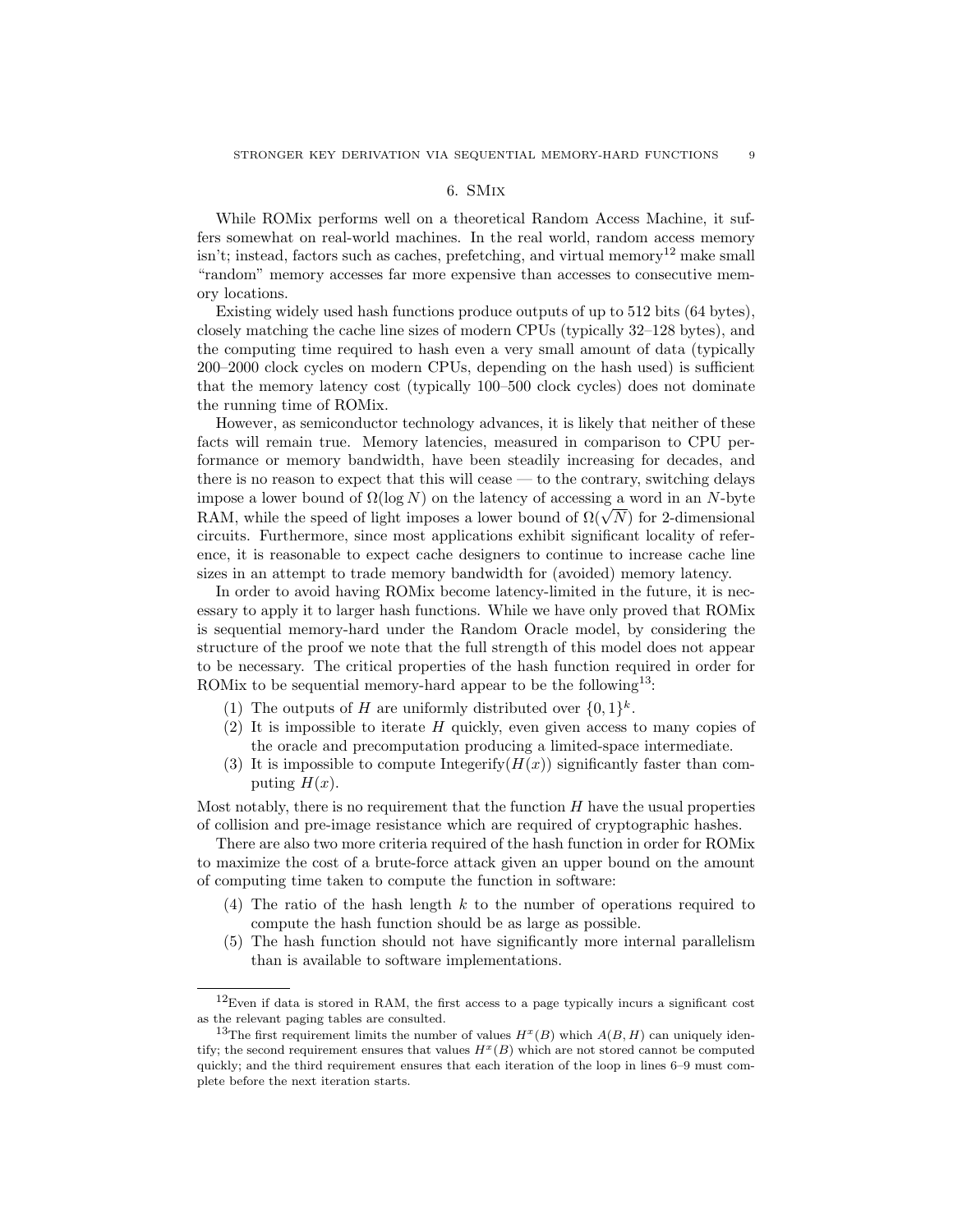## 6. SMix

While ROMix performs well on a theoretical Random Access Machine, it suffers somewhat on real-world machines. In the real world, random access memory isn't; instead, factors such as caches, prefetching, and virtual memory[12] make small "random" memory accesses far more expensive than accesses to consecutive memory locations.

Existing widely used hash functions produce outputs of up to 512 bits (64 bytes), closely matching the cache line sizes of modern CPUs (typically 32–128 bytes), and the computing time required to hash even a very small amount of data (typically 200–2000 clock cycles on modern CPUs, depending on the hash used) is sufficient that the memory latency cost (typically 100–500 clock cycles) does not dominate the running time of ROMix.

However, as semiconductor technology advances, it is likely that neither of these facts will remain true. Memory latencies, measured in comparison to CPU performance or memory bandwidth, have been steadily increasing for decades, and there is no reason to expect that this will cease — to the contrary, switching delays impose a lower bound of $\Omega(\log N)$ on the latency of accessing a word in an $N$-byte RAM, while the speed of light imposes a lower bound of $\Omega(\sqrt{N})$ for 2-dimensional circuits. Furthermore, since most applications exhibit significant locality of reference, it is reasonable to expect cache designers to continue to increase cache line sizes in an attempt to trade memory bandwidth for (avoided) memory latency.

In order to avoid having ROMix become latency-limited in the future, it is necessary to apply it to larger hash functions. While we have only proved that ROMix is sequential memory-hard under the Random Oracle model, by considering the structure of the proof we note that the full strength of this model does not appear to be necessary. The critical properties of the hash function required in order for ROMix to be sequential memory-hard appear to be the following[13]:

1. The outputs of $H$ are uniformly distributed over $\{0,1\}^k$.
2. It is impossible to iterate $H$ quickly, even given access to many copies of the oracle and precomputation producing a limited-space intermediate.
3. It is impossible to compute $\text{Integerify}(H(x))$ significantly faster than computing $H(x)$.

Most notably, there is no requirement that the function $H$ have the usual properties of collision and pre-image resistance which are required of cryptographic hashes.

There are also two more criteria required of the hash function in order for ROMix to maximize the cost of a brute-force attack given an upper bound on the amount of computing time taken to compute the function in software:

4. The ratio of the hash length $k$ to the number of operations required to compute the hash function should be as large as possible.
5. The hash function should not have significantly more internal parallelism than is available to software implementations.

---

[12] Even if data is stored in RAM, the first access to a page typically incurs a significant cost as the relevant paging tables are consulted.

[13] The first requirement limits the number of values $H^x(B)$ which $A(B, H)$ can uniquely identify; the second requirement ensures that values $H^x(B)$ which are not stored cannot be computed quickly; and the third requirement ensures that each iteration of the loop in lines 6–9 must complete before the next iteration starts.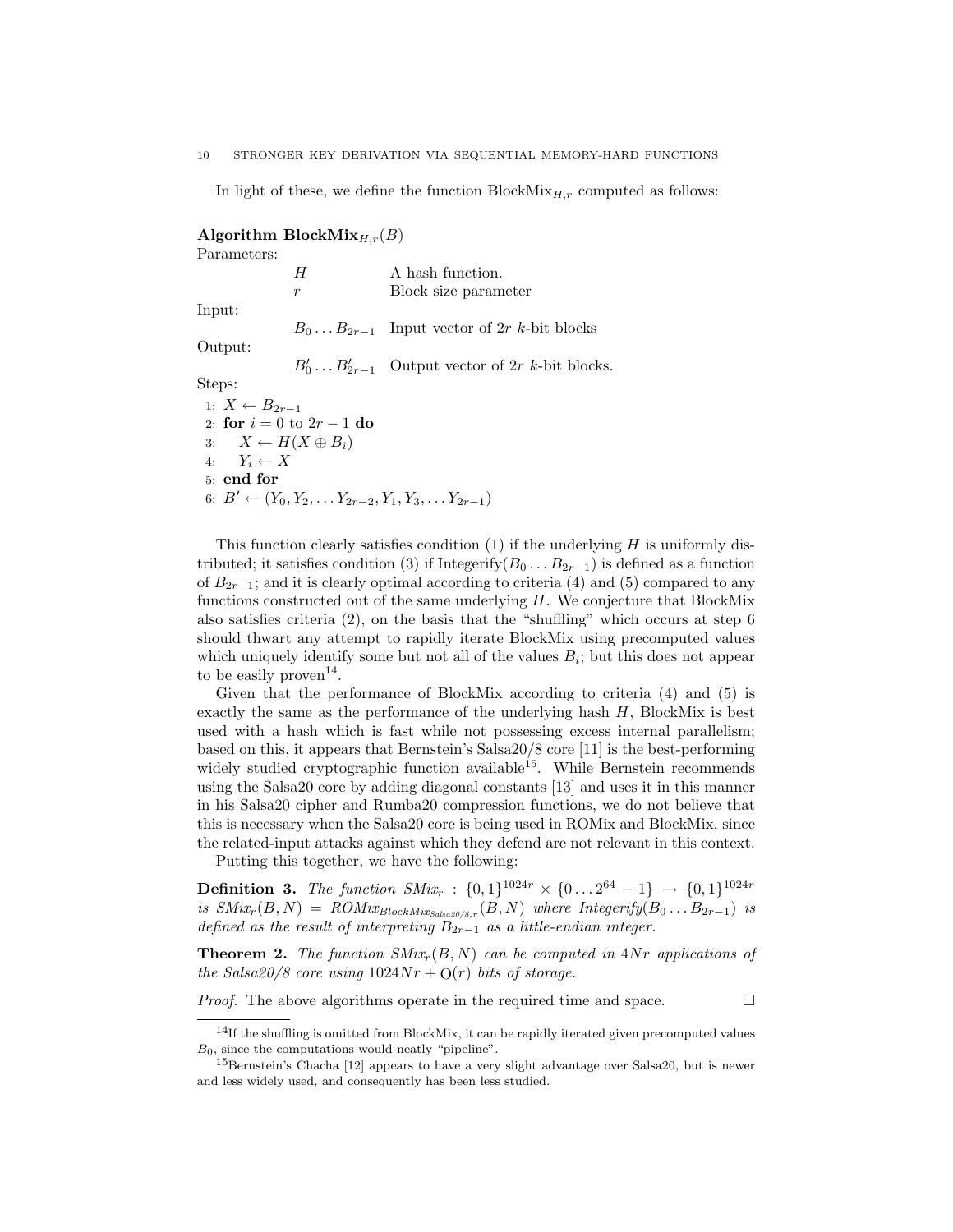In light of these, we define the function $\text{BlockMix}_{H,r}$ computed as follows:

**Algorithm $\text{BlockMix}_{H,r}(B)$**

Parameters:

| | |
|---|---|
| $H$ | A hash function. |
| $r$ | Block size parameter |

Input:

| | |
|---|---|
| $B_0 \ldots B_{2r-1}$ | Input vector of $2r$ $k$-bit blocks |

Output:

| | |
|---|---|
| $B'_0 \ldots B'_{2r-1}$ | Output vector of $2r$ $k$-bit blocks. |

Steps:

```
1: X ← B_{2r−1}
2: for i = 0 to 2r − 1 do
3:     X ← H(X ⊕ B_i)
4:     Y_i ← X
5: end for
6: B' ← (Y_0, Y_2, ... Y_{2r−2}, Y_1, Y_3, ... Y_{2r−1})
```

This function clearly satisfies condition (1) if the underlying $H$ is uniformly distributed; it satisfies condition (3) if $\text{Integerify}(B_0 \ldots B_{2r-1})$ is defined as a function of $B_{2r-1}$; and it is clearly optimal according to criteria (4) and (5) compared to any functions constructed out of the same underlying $H$. We conjecture that BlockMix also satisfies criteria (2), on the basis that the "shuffling" which occurs at step 6 should thwart any attempt to rapidly iterate BlockMix using precomputed values which uniquely identify some but not all of the values $B_i$; but this does not appear to be easily proven[14].

Given that the performance of BlockMix according to criteria (4) and (5) is exactly the same as the performance of the underlying hash $H$, BlockMix is best used with a hash which is fast while not possessing excess internal parallelism; based on this, it appears that Bernstein's Salsa20/8 core [11] is the best-performing widely studied cryptographic function available[15]. While Bernstein recommends using the Salsa20 core by adding diagonal constants [13] and uses it in this manner in his Salsa20 cipher and Rumba20 compression functions, we do not believe that this is necessary when the Salsa20 core is being used in ROMix and BlockMix, since the related-input attacks against which they defend are not relevant in this context.

Putting this together, we have the following:

**Definition 3.** *The function $SMix_r : \{0,1\}^{1024r} \times \{0 \ldots 2^{64} - 1\} \rightarrow \{0,1\}^{1024r}$ is $SMix_r(B, N) = ROMix_{BlockMix_{Salsa20/8,r}}(B, N)$ where $Integerify(B_0 \ldots B_{2r-1})$ is defined as the result of interpreting $B_{2r-1}$ as a little-endian integer.*

**Theorem 2.** *The function $SMix_r(B, N)$ can be computed in $4Nr$ applications of the Salsa20/8 core using $1024Nr + O(r)$ bits of storage.*

*Proof.* The above algorithms operate in the required time and space. □

---

[14] If the shuffling is omitted from BlockMix, it can be rapidly iterated given precomputed values $B_0$, since the computations would neatly "pipeline".

[15] Bernstein's Chacha [12] appears to have a very slight advantage over Salsa20, but is newer and less widely used, and consequently has been less studied.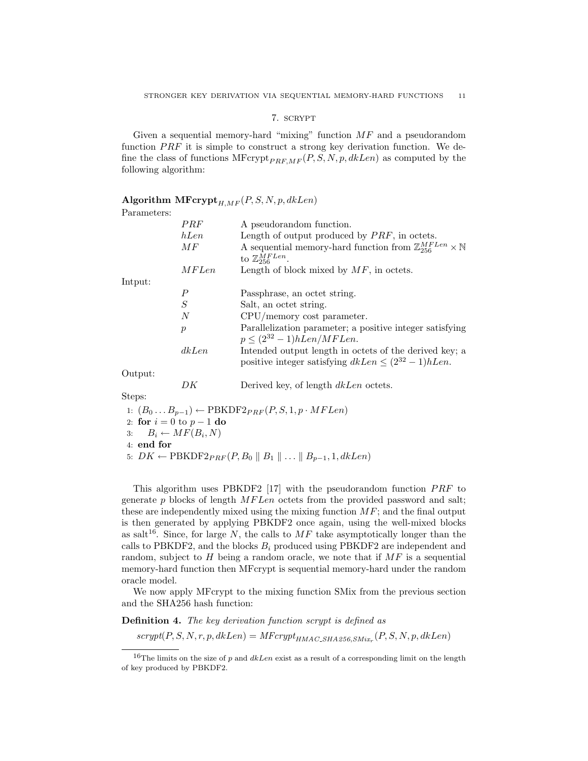## 7. scrypt

Given a sequential memory-hard "mixing" function $MF$ and a pseudorandom function $PRF$ it is simple to construct a strong key derivation function. We define the class of functions $\text{MFcrypt}_{PRF,MF}(P, S, N, p, dkLen)$ as computed by the following algorithm:

**Algorithm** $\textbf{MFcrypt}_{H,MF}(P, S, N, p, dkLen)$

Parameters:

| | |
|---|---|
| $PRF$ | A pseudorandom function. |
| $hLen$ | Length of output produced by $PRF$, in octets. |
| $MF$ | A sequential memory-hard function from $\mathbb{Z}_{256}^{MFLen} \times \mathbb{N}$ to $\mathbb{Z}_{256}^{MFLen}$. |
| $MFLen$ | Length of block mixed by $MF$, in octets. |

Intput:

| | |
|---|---|
| $P$ | Passphrase, an octet string. |
| $S$ | Salt, an octet string. |
| $N$ | CPU/memory cost parameter. |
| $p$ | Parallelization parameter; a positive integer satisfying $p \leq (2^{32}-1)hLen/MFLen$. |
| $dkLen$ | Intended output length in octets of the derived key; a positive integer satisfying $dkLen \leq (2^{32}-1)hLen$. |

Output:

| | |
|---|---|
| $DK$ | Derived key, of length $dkLen$ octets. |

Steps:

1: $(B_0 \ldots B_{p-1}) \leftarrow \text{PBKDF2}_{PRF}(P, S, 1, p \cdot MFLen)$
2: **for** $i = 0$ to $p-1$ **do**
3: $\quad B_i \leftarrow MF(B_i, N)$
4: **end for**
5: $DK \leftarrow \text{PBKDF2}_{PRF}(P, B_0 \parallel B_1 \parallel \ldots \parallel B_{p-1}, 1, dkLen)$

This algorithm uses PBKDF2 [17] with the pseudorandom function $PRF$ to generate $p$ blocks of length $MFLen$ octets from the provided password and salt; these are independently mixed using the mixing function $MF$; and the final output is then generated by applying PBKDF2 once again, using the well-mixed blocks as salt[16]. Since, for large $N$, the calls to $MF$ take asymptotically longer than the calls to PBKDF2, and the blocks $B_i$ produced using PBKDF2 are independent and random, subject to $H$ being a random oracle, we note that if $MF$ is a sequential memory-hard function then MFcrypt is sequential memory-hard under the random oracle model.

We now apply MFcrypt to the mixing function SMix from the previous section and the SHA256 hash function:

**Definition 4.** *The key derivation function scrypt is defined as*

$$scrypt(P, S, N, r, p, dkLen) = MFcrypt_{HMAC\_SHA256, SMix_r}(P, S, N, p, dkLen)$$

[16] The limits on the size of $p$ and $dkLen$ exist as a result of a corresponding limit on the length of key produced by PBKDF2.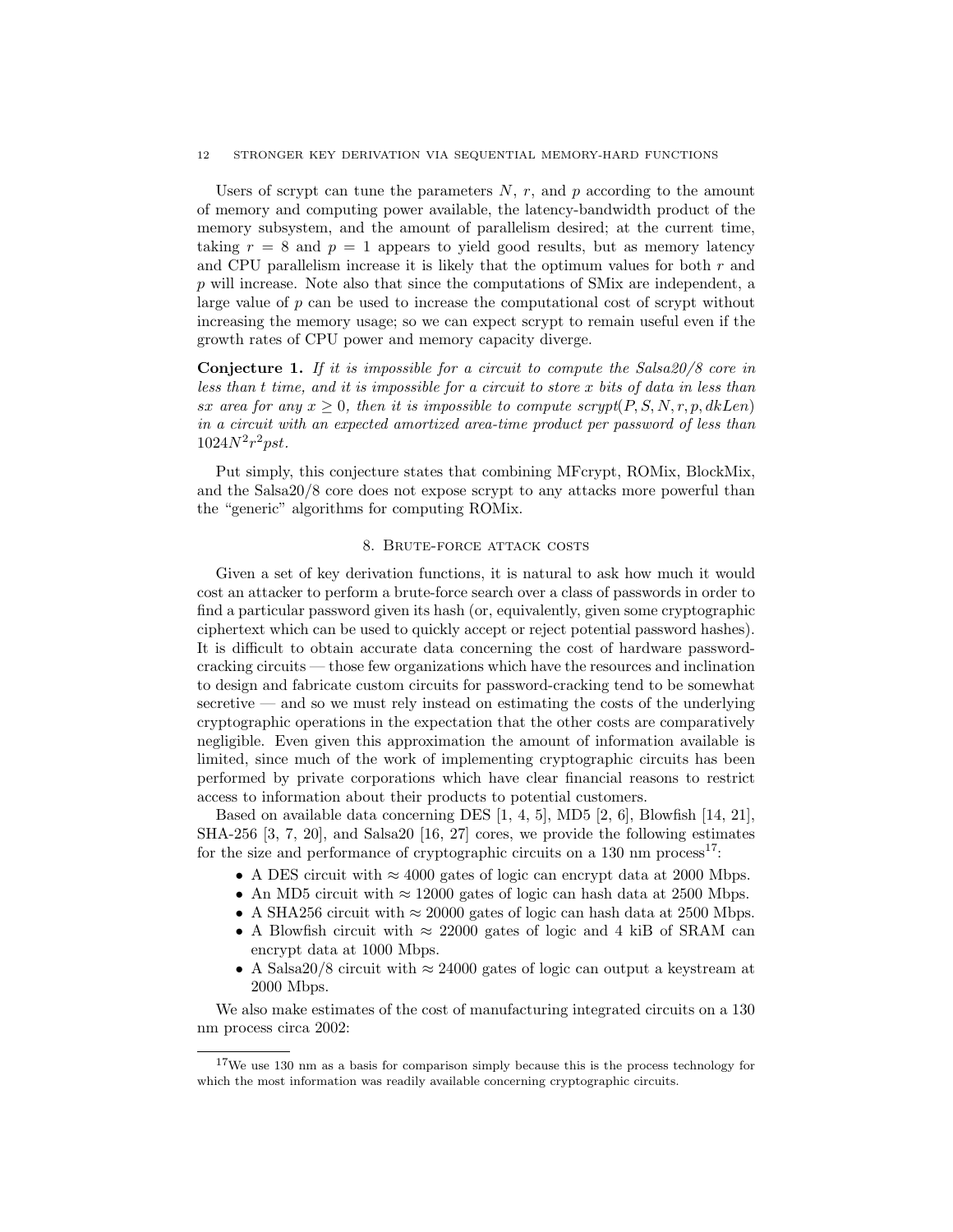Users of scrypt can tune the parameters $N$, $r$, and $p$ according to the amount of memory and computing power available, the latency-bandwidth product of the memory subsystem, and the amount of parallelism desired; at the current time, taking $r = 8$ and $p = 1$ appears to yield good results, but as memory latency and CPU parallelism increase it is likely that the optimum values for both $r$ and $p$ will increase. Note also that since the computations of SMix are independent, a large value of $p$ can be used to increase the computational cost of scrypt without increasing the memory usage; so we can expect scrypt to remain useful even if the growth rates of CPU power and memory capacity diverge.

**Conjecture 1.** *If it is impossible for a circuit to compute the Salsa20/8 core in less than $t$ time, and it is impossible for a circuit to store $x$ bits of data in less than $sx$ area for any $x \geq 0$, then it is impossible to compute $\mathit{scrypt}(P, S, N, r, p, dkLen)$ in a circuit with an expected amortized area-time product per password of less than $1024N^2r^2pst$.*

Put simply, this conjecture states that combining MFcrypt, ROMix, BlockMix, and the Salsa20/8 core does not expose scrypt to any attacks more powerful than the "generic" algorithms for computing ROMix.

## 8. Brute-force attack costs

Given a set of key derivation functions, it is natural to ask how much it would cost an attacker to perform a brute-force search over a class of passwords in order to find a particular password given its hash (or, equivalently, given some cryptographic ciphertext which can be used to quickly accept or reject potential password hashes). It is difficult to obtain accurate data concerning the cost of hardware password-cracking circuits — those few organizations which have the resources and inclination to design and fabricate custom circuits for password-cracking tend to be somewhat secretive — and so we must rely instead on estimating the costs of the underlying cryptographic operations in the expectation that the other costs are comparatively negligible. Even given this approximation the amount of information available is limited, since much of the work of implementing cryptographic circuits has been performed by private corporations which have clear financial reasons to restrict access to information about their products to potential customers.

Based on available data concerning DES [1, 4, 5], MD5 [2, 6], Blowfish [14, 21], SHA-256 [3, 7, 20], and Salsa20 [16, 27] cores, we provide the following estimates for the size and performance of cryptographic circuits on a 130 nm process[17]:

- A DES circuit with $\approx 4000$ gates of logic can encrypt data at 2000 Mbps.
- An MD5 circuit with $\approx 12000$ gates of logic can hash data at 2500 Mbps.
- A SHA256 circuit with $\approx 20000$ gates of logic can hash data at 2500 Mbps.
- A Blowfish circuit with $\approx 22000$ gates of logic and 4 kiB of SRAM can encrypt data at 1000 Mbps.
- A Salsa20/8 circuit with $\approx 24000$ gates of logic can output a keystream at 2000 Mbps.

We also make estimates of the cost of manufacturing integrated circuits on a 130 nm process circa 2002:

[17] We use 130 nm as a basis for comparison simply because this is the process technology for which the most information was readily available concerning cryptographic circuits.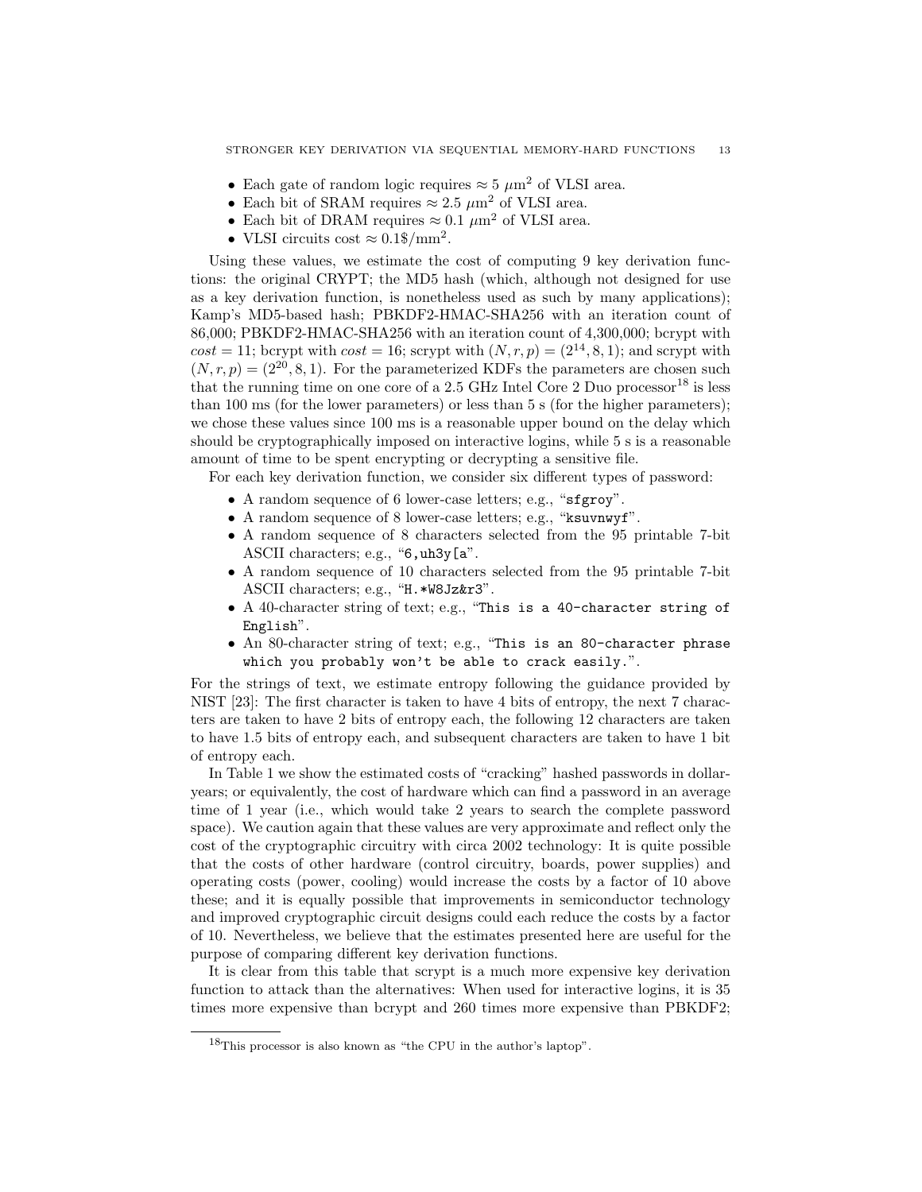- Each gate of random logic requires $\approx 5\ \mu\text{m}^2$ of VLSI area.
- Each bit of SRAM requires $\approx 2.5\ \mu\text{m}^2$ of VLSI area.
- Each bit of DRAM requires $\approx 0.1\ \mu\text{m}^2$ of VLSI area.
- VLSI circuits cost $\approx 0.1\$/\text{mm}^2$.

Using these values, we estimate the cost of computing 9 key derivation functions: the original CRYPT; the MD5 hash (which, although not designed for use as a key derivation function, is nonetheless used as such by many applications); Kamp's MD5-based hash; PBKDF2-HMAC-SHA256 with an iteration count of 86,000; PBKDF2-HMAC-SHA256 with an iteration count of 4,300,000; bcrypt with $cost = 11$; bcrypt with $cost = 16$; scrypt with $(N, r, p) = (2^{14}, 8, 1)$; and scrypt with $(N, r, p) = (2^{20}, 8, 1)$. For the parameterized KDFs the parameters are chosen such that the running time on one core of a 2.5 GHz Intel Core 2 Duo processor[18] is less than 100 ms (for the lower parameters) or less than 5 s (for the higher parameters); we chose these values since 100 ms is a reasonable upper bound on the delay which should be cryptographically imposed on interactive logins, while 5 s is a reasonable amount of time to be spent encrypting or decrypting a sensitive file.

For each key derivation function, we consider six different types of password:

- A random sequence of 6 lower-case letters; e.g., "`sfgroy`".
- A random sequence of 8 lower-case letters; e.g., "`ksuvnwyf`".
- A random sequence of 8 characters selected from the 95 printable 7-bit ASCII characters; e.g., "`6,uh3y[a`".
- A random sequence of 10 characters selected from the 95 printable 7-bit ASCII characters; e.g., "`H.*W8Jz&r3`".
- A 40-character string of text; e.g., "`This is a 40-character string of English`".
- An 80-character string of text; e.g., "`This is an 80-character phrase which you probably won't be able to crack easily.`".

For the strings of text, we estimate entropy following the guidance provided by NIST [23]: The first character is taken to have 4 bits of entropy, the next 7 characters are taken to have 2 bits of entropy each, the following 12 characters are taken to have 1.5 bits of entropy each, and subsequent characters are taken to have 1 bit of entropy each.

In Table 1 we show the estimated costs of "cracking" hashed passwords in dollar-years; or equivalently, the cost of hardware which can find a password in an average time of 1 year (i.e., which would take 2 years to search the complete password space). We caution again that these values are very approximate and reflect only the cost of the cryptographic circuitry with circa 2002 technology: It is quite possible that the costs of other hardware (control circuitry, boards, power supplies) and operating costs (power, cooling) would increase the costs by a factor of 10 above these; and it is equally possible that improvements in semiconductor technology and improved cryptographic circuit designs could each reduce the costs by a factor of 10. Nevertheless, we believe that the estimates presented here are useful for the purpose of comparing different key derivation functions.

It is clear from this table that scrypt is a much more expensive key derivation function to attack than the alternatives: When used for interactive logins, it is 35 times more expensive than bcrypt and 260 times more expensive than PBKDF2;

[18] This processor is also known as "the CPU in the author's laptop".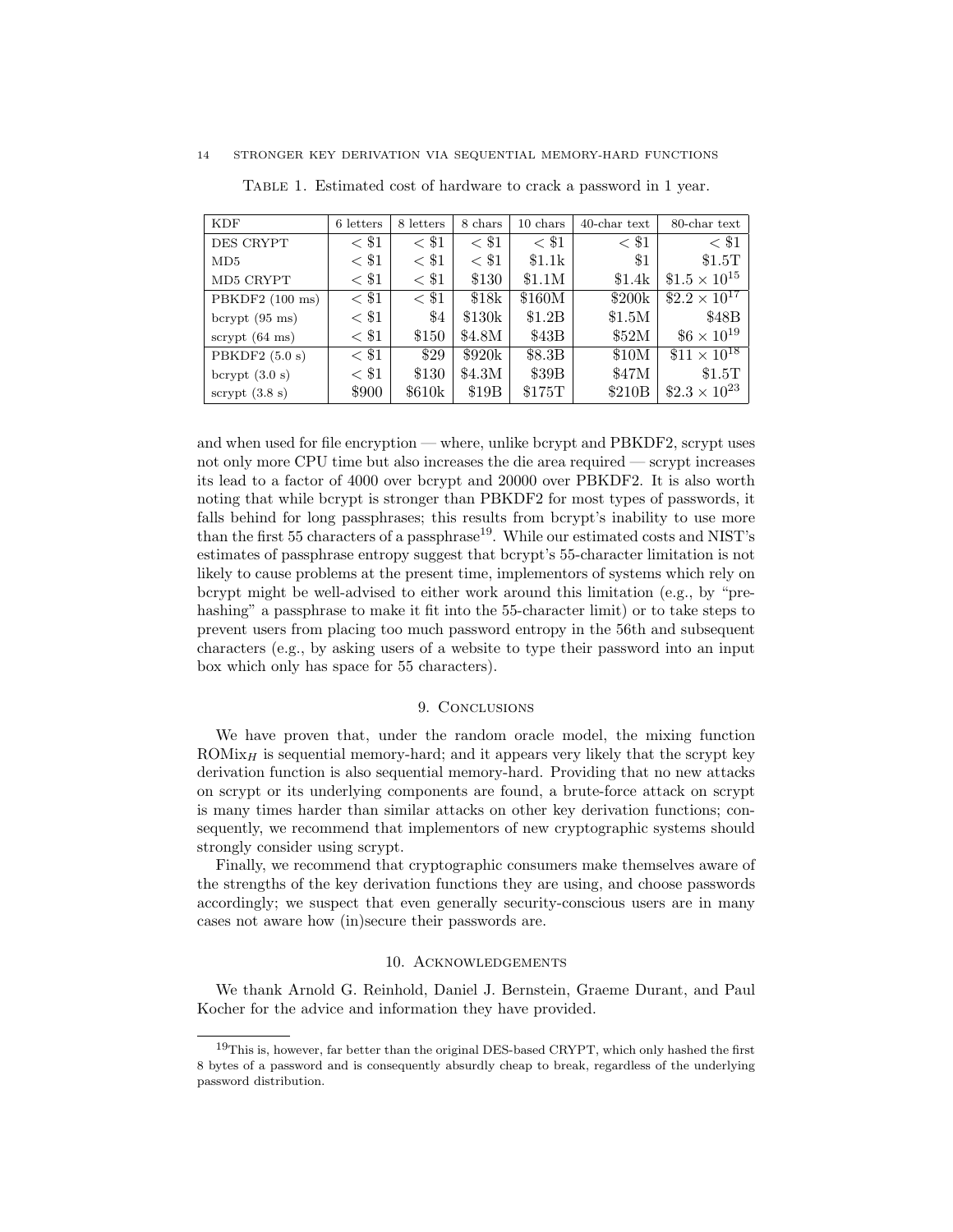Table 1. Estimated cost of hardware to crack a password in 1 year.

| KDF | 6 letters | 8 letters | 8 chars | 10 chars | 40-char text | 80-char text |
|---|---|---|---|---|---|---|
| DES CRYPT | < \$1 | < \$1 | < \$1 | < \$1 | < \$1 | < \$1 |
| MD5 | < \$1 | < \$1 | < \$1 | \$1.1k | \$1 | \$1.5T |
| MD5 CRYPT | < \$1 | < \$1 | \$130 | \$1.1M | \$1.4k | $\$1.5 \times 10^{15}$ |
| PBKDF2 (100 ms) | < \$1 | < \$1 | \$18k | \$160M | \$200k | $\$2.2 \times 10^{17}$ |
| bcrypt (95 ms) | < \$1 | \$4 | \$130k | \$1.2B | \$1.5M | \$48B |
| scrypt (64 ms) | < \$1 | \$150 | \$4.8M | \$43B | \$52M | $\$6 \times 10^{19}$ |
| PBKDF2 (5.0 s) | < \$1 | \$29 | \$920k | \$8.3B | \$10M | $\$11 \times 10^{18}$ |
| bcrypt (3.0 s) | < \$1 | \$130 | \$4.3M | \$39B | \$47M | \$1.5T |
| scrypt (3.8 s) | \$900 | \$610k | \$19B | \$175T | \$210B | $\$2.3 \times 10^{23}$ |

and when used for file encryption — where, unlike bcrypt and PBKDF2, scrypt uses not only more CPU time but also increases the die area required — scrypt increases its lead to a factor of 4000 over bcrypt and 20000 over PBKDF2. It is also worth noting that while bcrypt is stronger than PBKDF2 for most types of passwords, it falls behind for long passphrases; this results from bcrypt's inability to use more than the first 55 characters of a passphrase[19]. While our estimated costs and NIST's estimates of passphrase entropy suggest that bcrypt's 55-character limitation is not likely to cause problems at the present time, implementors of systems which rely on bcrypt might be well-advised to either work around this limitation (e.g., by "pre-hashing" a passphrase to make it fit into the 55-character limit) or to take steps to prevent users from placing too much password entropy in the 56th and subsequent characters (e.g., by asking users of a website to type their password into an input box which only has space for 55 characters).

## 9. Conclusions

We have proven that, under the random oracle model, the mixing function $\mathrm{ROMix}_H$ is sequential memory-hard; and it appears very likely that the scrypt key derivation function is also sequential memory-hard. Providing that no new attacks on scrypt or its underlying components are found, a brute-force attack on scrypt is many times harder than similar attacks on other key derivation functions; consequently, we recommend that implementors of new cryptographic systems should strongly consider using scrypt.

Finally, we recommend that cryptographic consumers make themselves aware of the strengths of the key derivation functions they are using, and choose passwords accordingly; we suspect that even generally security-conscious users are in many cases not aware how (in)secure their passwords are.

## 10. Acknowledgements

We thank Arnold G. Reinhold, Daniel J. Bernstein, Graeme Durant, and Paul Kocher for the advice and information they have provided.

---

[19] This is, however, far better than the original DES-based CRYPT, which only hashed the first 8 bytes of a password and is consequently absurdly cheap to break, regardless of the underlying password distribution.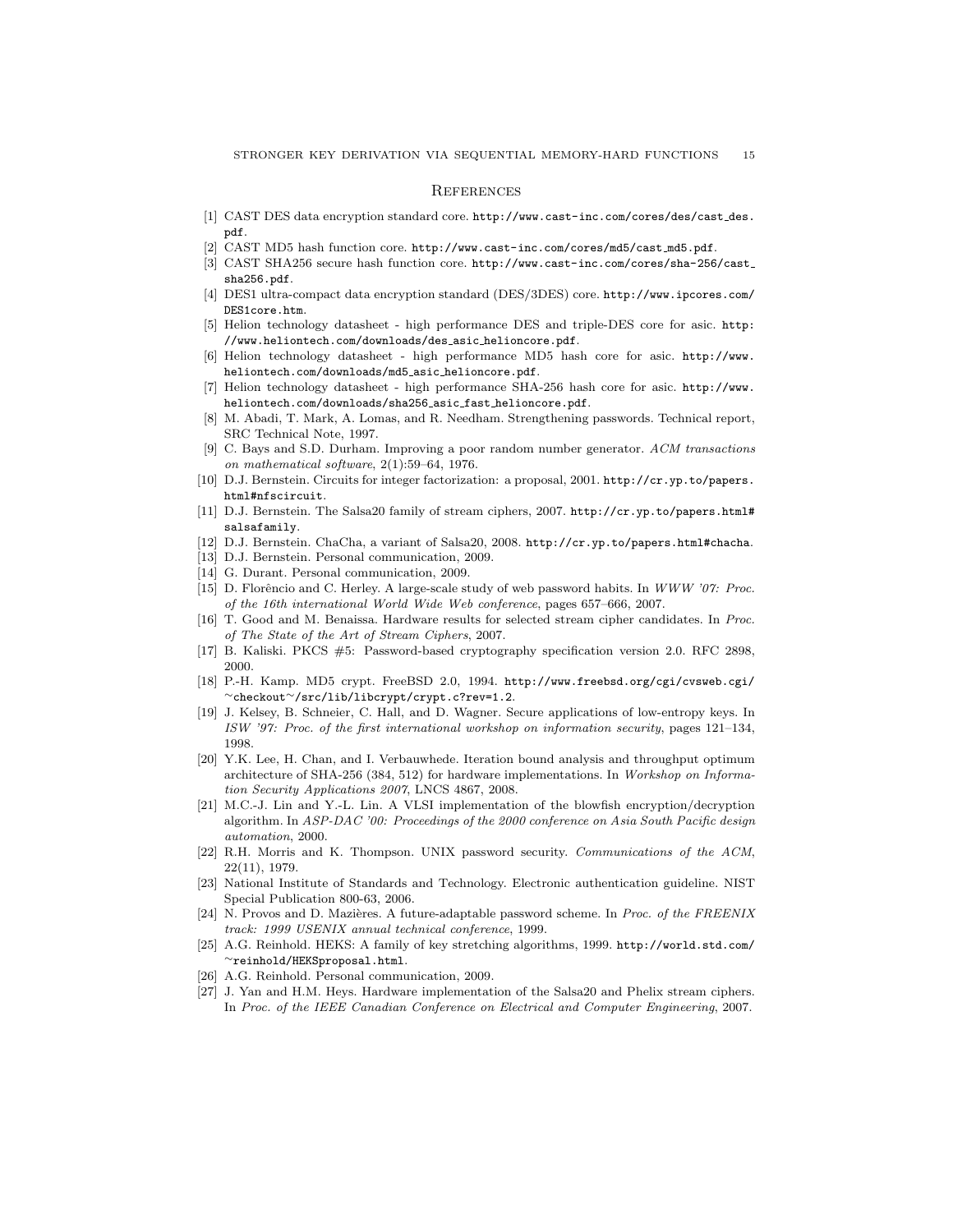## References

[1] CAST DES data encryption standard core. http://www.cast-inc.com/cores/des/cast_des.pdf.

[2] CAST MD5 hash function core. http://www.cast-inc.com/cores/md5/cast_md5.pdf.

[3] CAST SHA256 secure hash function core. http://www.cast-inc.com/cores/sha-256/cast_sha256.pdf.

[4] DES1 ultra-compact data encryption standard (DES/3DES) core. http://www.ipcores.com/DES1core.htm.

[5] Helion technology datasheet - high performance DES and triple-DES core for asic. http://www.heliontech.com/downloads/des_asic_helioncore.pdf.

[6] Helion technology datasheet - high performance MD5 hash core for asic. http://www.heliontech.com/downloads/md5_asic_helioncore.pdf.

[7] Helion technology datasheet - high performance SHA-256 hash core for asic. http://www.heliontech.com/downloads/sha256_asic_fast_helioncore.pdf.

[8] M. Abadi, T. Mark, A. Lomas, and R. Needham. Strengthening passwords. Technical report, SRC Technical Note, 1997.

[9] C. Bays and S.D. Durham. Improving a poor random number generator. *ACM transactions on mathematical software*, 2(1):59–64, 1976.

[10] D.J. Bernstein. Circuits for integer factorization: a proposal, 2001. http://cr.yp.to/papers.html#nfscircuit.

[11] D.J. Bernstein. The Salsa20 family of stream ciphers, 2007. http://cr.yp.to/papers.html#salsafamily.

[12] D.J. Bernstein. ChaCha, a variant of Salsa20, 2008. http://cr.yp.to/papers.html#chacha.

[13] D.J. Bernstein. Personal communication, 2009.

[14] G. Durant. Personal communication, 2009.

[15] D. Florêncio and C. Herley. A large-scale study of web password habits. In *WWW '07: Proc. of the 16th international World Wide Web conference*, pages 657–666, 2007.

[16] T. Good and M. Benaissa. Hardware results for selected stream cipher candidates. In *Proc. of The State of the Art of Stream Ciphers*, 2007.

[17] B. Kaliski. PKCS #5: Password-based cryptography specification version 2.0. RFC 2898, 2000.

[18] P.-H. Kamp. MD5 crypt. FreeBSD 2.0, 1994. http://www.freebsd.org/cgi/cvsweb.cgi/~checkout~/src/lib/libcrypt/crypt.c?rev=1.2.

[19] J. Kelsey, B. Schneier, C. Hall, and D. Wagner. Secure applications of low-entropy keys. In *ISW '97: Proc. of the first international workshop on information security*, pages 121–134, 1998.

[20] Y.K. Lee, H. Chan, and I. Verbauwhede. Iteration bound analysis and throughput optimum architecture of SHA-256 (384, 512) for hardware implementations. In *Workshop on Information Security Applications 2007*, LNCS 4867, 2008.

[21] M.C.-J. Lin and Y.-L. Lin. A VLSI implementation of the blowfish encryption/decryption algorithm. In *ASP-DAC '00: Proceedings of the 2000 conference on Asia South Pacific design automation*, 2000.

[22] R.H. Morris and K. Thompson. UNIX password security. *Communications of the ACM*, 22(11), 1979.

[23] National Institute of Standards and Technology. Electronic authentication guideline. NIST Special Publication 800-63, 2006.

[24] N. Provos and D. Mazières. A future-adaptable password scheme. In *Proc. of the FREENIX track: 1999 USENIX annual technical conference*, 1999.

[25] A.G. Reinhold. HEKS: A family of key stretching algorithms, 1999. http://world.std.com/~reinhold/HEKSproposal.html.

[26] A.G. Reinhold. Personal communication, 2009.

[27] J. Yan and H.M. Heys. Hardware implementation of the Salsa20 and Phelix stream ciphers. In *Proc. of the IEEE Canadian Conference on Electrical and Computer Engineering*, 2007.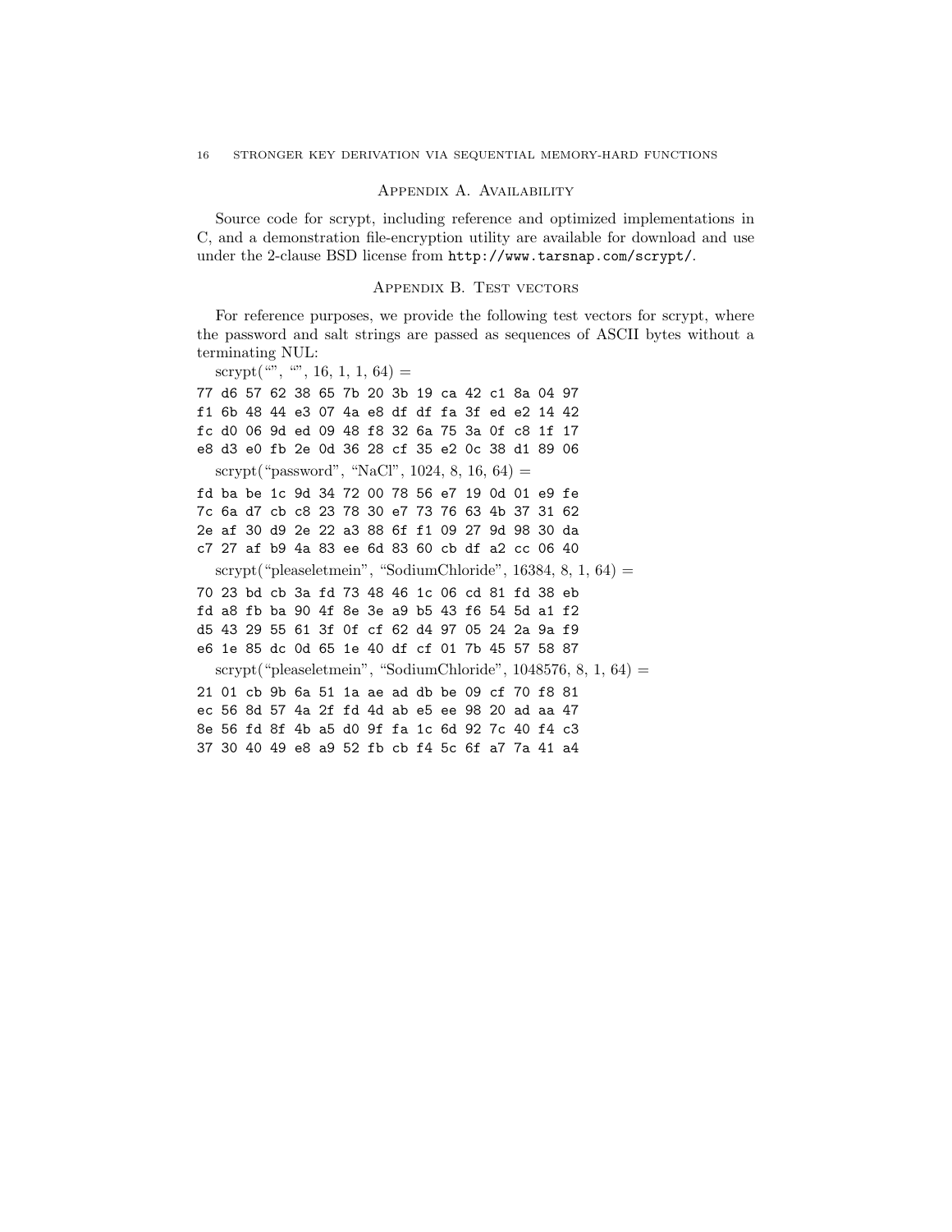## Appendix A. Availability

Source code for scrypt, including reference and optimized implementations in C, and a demonstration file-encryption utility are available for download and use under the 2-clause BSD license from `http://www.tarsnap.com/scrypt/`.

## Appendix B. Test vectors

For reference purposes, we provide the following test vectors for scrypt, where the password and salt strings are passed as sequences of ASCII bytes without a terminating NUL:

scrypt("", "", 16, 1, 1, 64) =

```
77 d6 57 62 38 65 7b 20 3b 19 ca 42 c1 8a 04 97
f1 6b 48 44 e3 07 4a e8 df df fa 3f ed e2 14 42
fc d0 06 9d ed 09 48 f8 32 6a 75 3a 0f c8 1f 17
e8 d3 e0 fb 2e 0d 36 28 cf 35 e2 0c 38 d1 89 06
```

scrypt("password", "NaCl", 1024, 8, 16, 64) =

```
fd ba be 1c 9d 34 72 00 78 56 e7 19 0d 01 e9 fe
7c 6a d7 cb c8 23 78 30 e7 73 76 63 4b 37 31 62
2e af 30 d9 2e 22 a3 88 6f f1 09 27 9d 98 30 da
c7 27 af b9 4a 83 ee 6d 83 60 cb df a2 cc 06 40
```

scrypt("pleaseletmein", "SodiumChloride", 16384, 8, 1, 64) =

```
70 23 bd cb 3a fd 73 48 46 1c 06 cd 81 fd 38 eb
fd a8 fb ba 90 4f 8e 3e a9 b5 43 f6 54 5d a1 f2
d5 43 29 55 61 3f 0f cf 62 d4 97 05 24 2a 9a f9
e6 1e 85 dc 0d 65 1e 40 df cf 01 7b 45 57 58 87
```

scrypt("pleaseletmein", "SodiumChloride", 1048576, 8, 1, 64) =

```
21 01 cb 9b 6a 51 1a ae ad db be 09 cf 70 f8 81
ec 56 8d 57 4a 2f fd 4d ab e5 ee 98 20 ad aa 47
8e 56 fd 8f 4b a5 d0 9f fa 1c 6d 92 7c 40 f4 c3
37 30 40 49 e8 a9 52 fb cb f4 5c 6f a7 7a 41 a4
```